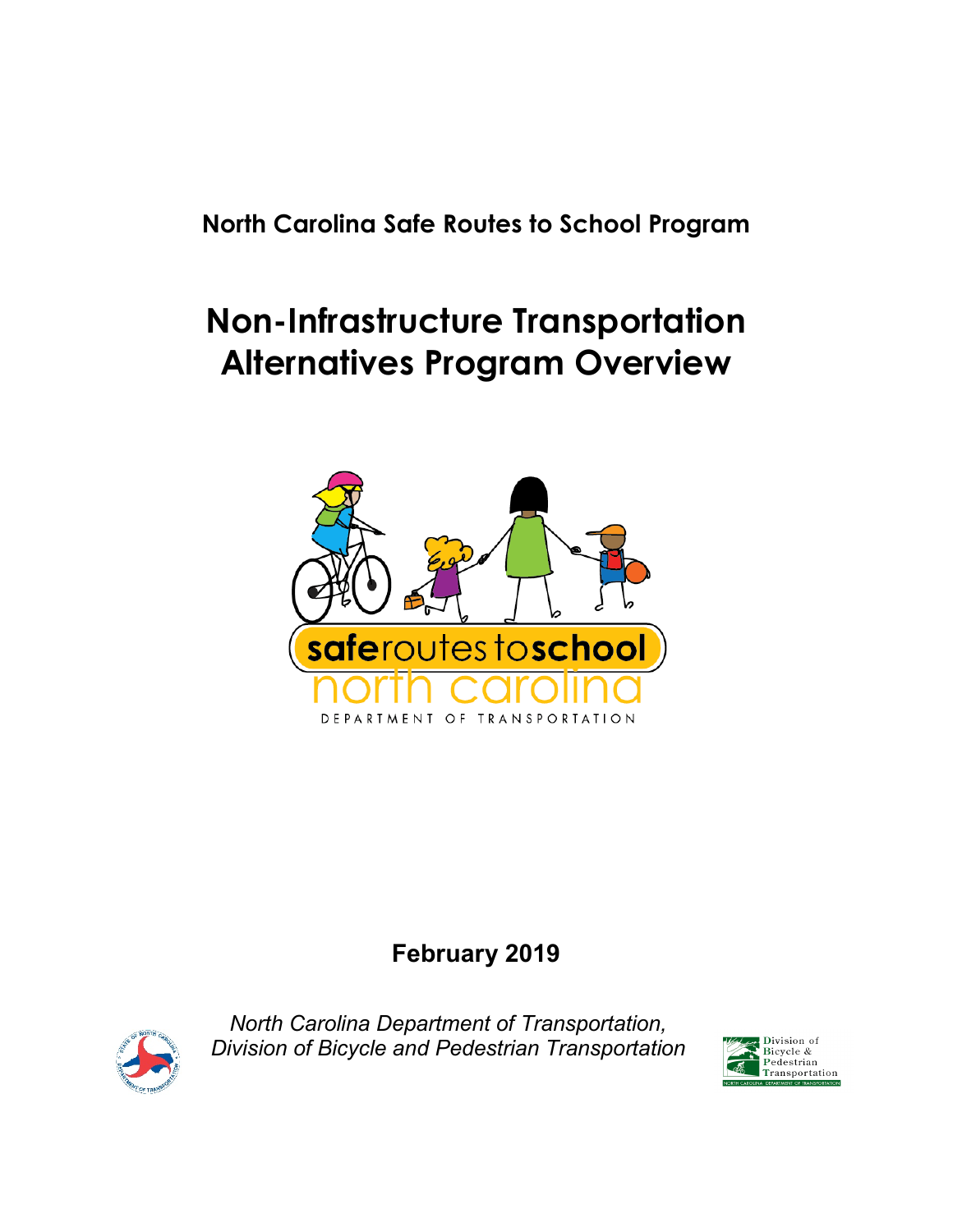**North Carolina Safe Routes to School Program**

# Non-Infrastructure Transportation Alternatives Program Overview

**February 2019**

*North Carolina Department of Transportation, Division of Bicycle and Pedestrian Transportation*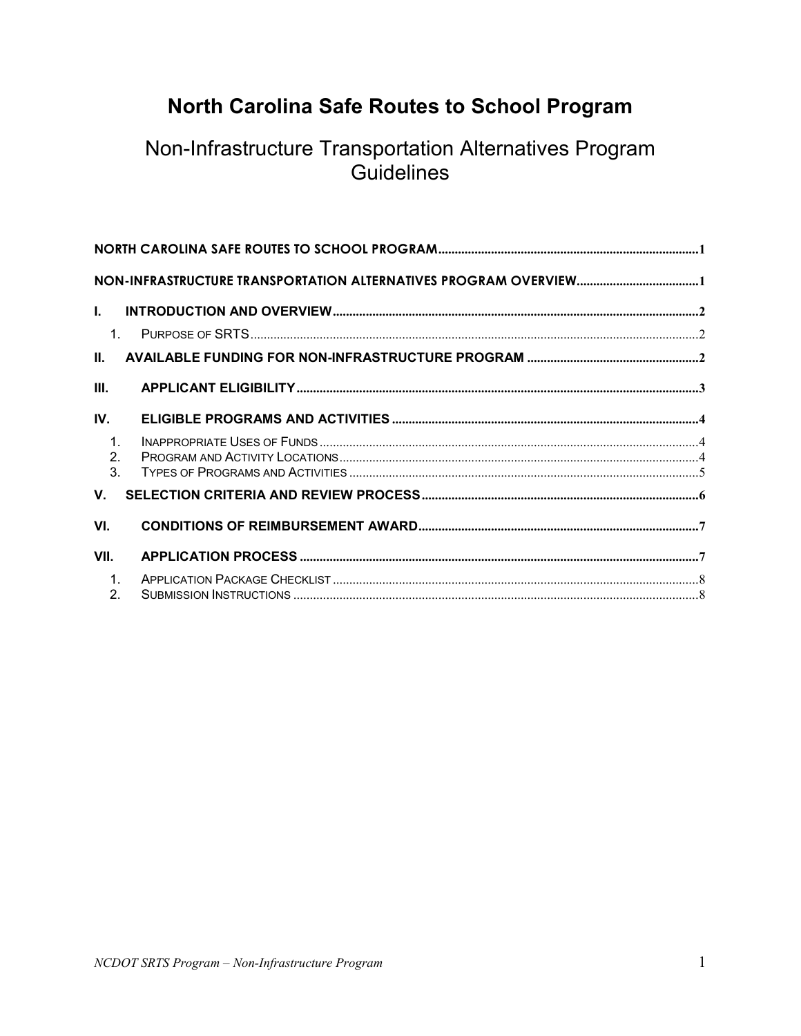# North Carolina Safe Routes to School Program

## Non-Infrastructure Transportation Alternatives Program Guidelines

- NORTH CAROLINA SAFE ROUTES TO SCHOOL PROGRAM .......... 1
- NON-INFRASTRUCTURE TRANSPORTATION ALTERNATIVES PROGRAM OVERVIEW .......... 1
- I. INTRODUCTION AND OVERVIEW .......... 2
  1. PURPOSE OF SRTS .......... 2
- II. AVAILABLE FUNDING FOR NON-INFRASTRUCTURE PROGRAM .......... 2
- III. APPLICANT ELIGIBILITY .......... 3
- IV. ELIGIBLE PROGRAMS AND ACTIVITIES .......... 4
  1. INAPPROPRIATE USES OF FUNDS .......... 4
  2. PROGRAM AND ACTIVITY LOCATIONS .......... 4
  3. TYPES OF PROGRAMS AND ACTIVITIES .......... 5
- V. SELECTION CRITERIA AND REVIEW PROCESS .......... 6
- VI. CONDITIONS OF REIMBURSEMENT AWARD .......... 7
- VII. APPLICATION PROCESS .......... 7
  1. APPLICATION PACKAGE CHECKLIST .......... 8
  2. SUBMISSION INSTRUCTIONS .......... 8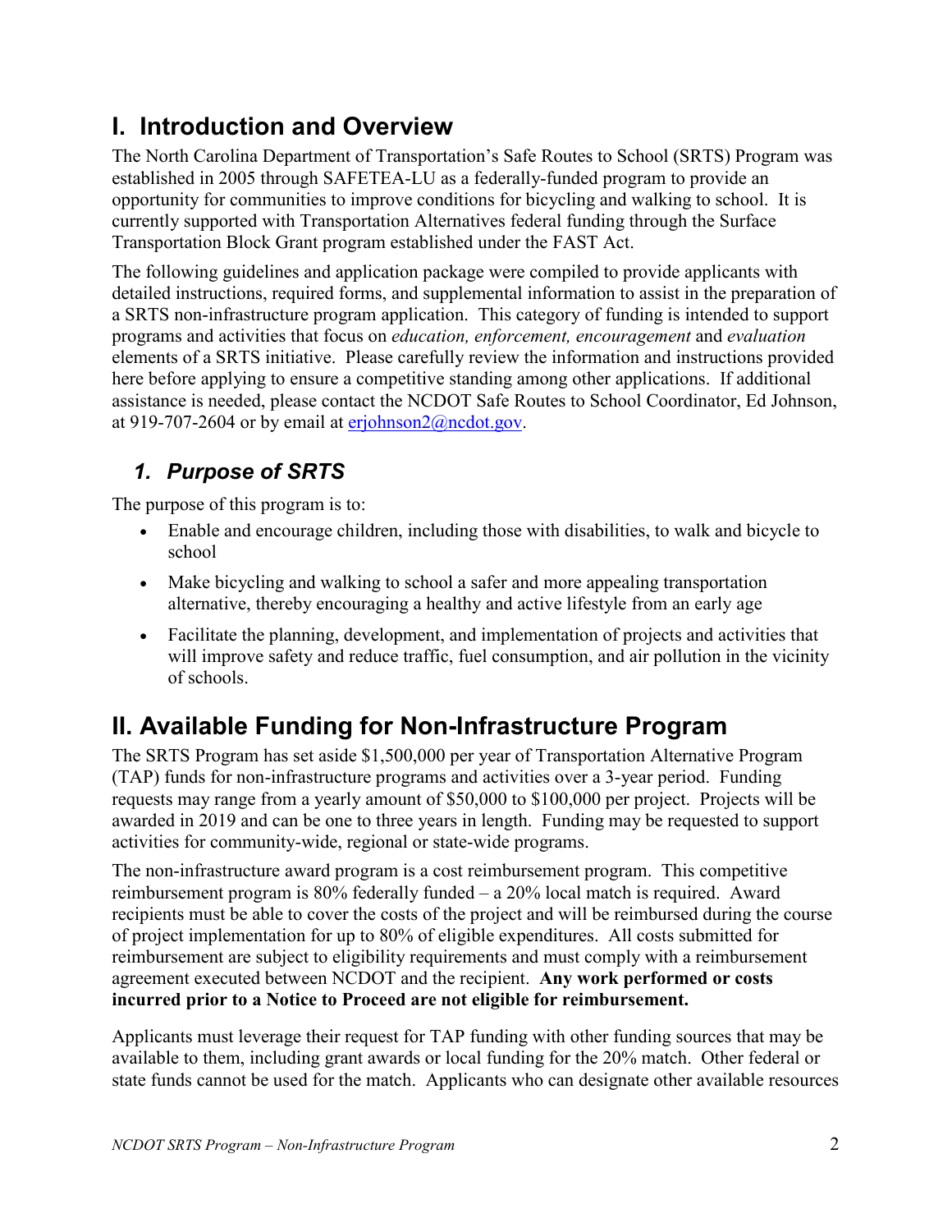# I. Introduction and Overview

The North Carolina Department of Transportation's Safe Routes to School (SRTS) Program was established in 2005 through SAFETEA-LU as a federally-funded program to provide an opportunity for communities to improve conditions for bicycling and walking to school. It is currently supported with Transportation Alternatives federal funding through the Surface Transportation Block Grant program established under the FAST Act.

The following guidelines and application package were compiled to provide applicants with detailed instructions, required forms, and supplemental information to assist in the preparation of a SRTS non-infrastructure program application. This category of funding is intended to support programs and activities that focus on *education, enforcement, encouragement* and *evaluation* elements of a SRTS initiative. Please carefully review the information and instructions provided here before applying to ensure a competitive standing among other applications. If additional assistance is needed, please contact the NCDOT Safe Routes to School Coordinator, Ed Johnson, at 919-707-2604 or by email at erjohnson2@ncdot.gov.

## *1. Purpose of SRTS*

The purpose of this program is to:

- Enable and encourage children, including those with disabilities, to walk and bicycle to school
- Make bicycling and walking to school a safer and more appealing transportation alternative, thereby encouraging a healthy and active lifestyle from an early age
- Facilitate the planning, development, and implementation of projects and activities that will improve safety and reduce traffic, fuel consumption, and air pollution in the vicinity of schools.

# II. Available Funding for Non-Infrastructure Program

The SRTS Program has set aside $1,500,000 per year of Transportation Alternative Program (TAP) funds for non-infrastructure programs and activities over a 3-year period. Funding requests may range from a yearly amount of $50,000 to $100,000 per project. Projects will be awarded in 2019 and can be one to three years in length. Funding may be requested to support activities for community-wide, regional or state-wide programs.

The non-infrastructure award program is a cost reimbursement program. This competitive reimbursement program is 80% federally funded – a 20% local match is required. Award recipients must be able to cover the costs of the project and will be reimbursed during the course of project implementation for up to 80% of eligible expenditures. All costs submitted for reimbursement are subject to eligibility requirements and must comply with a reimbursement agreement executed between NCDOT and the recipient. **Any work performed or costs incurred prior to a Notice to Proceed are not eligible for reimbursement.**

Applicants must leverage their request for TAP funding with other funding sources that may be available to them, including grant awards or local funding for the 20% match. Other federal or state funds cannot be used for the match. Applicants who can designate other available resources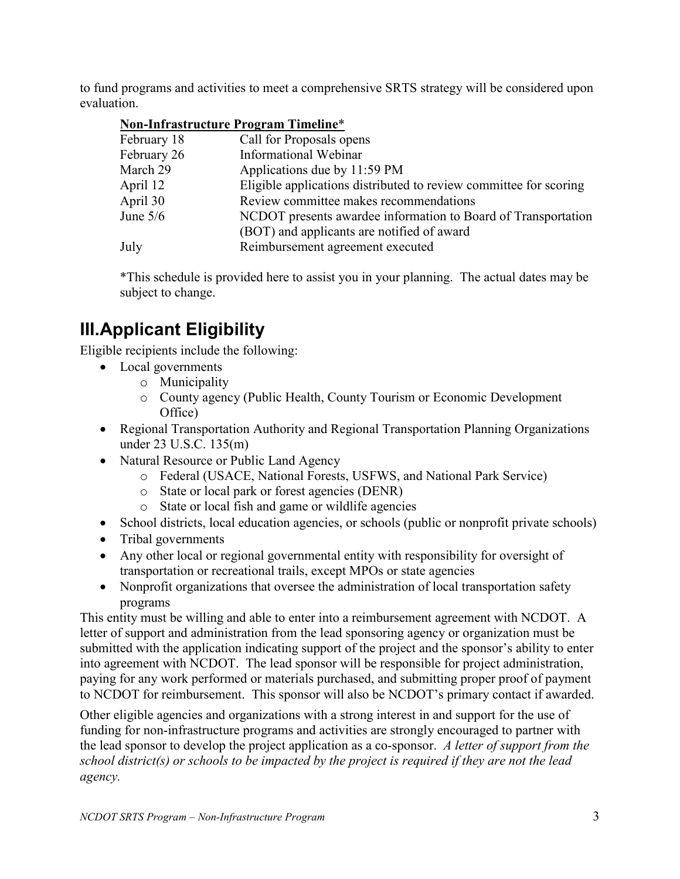to fund programs and activities to meet a comprehensive SRTS strategy will be considered upon evaluation.

**Non-Infrastructure Program Timeline***

| | |
|---|---|
| February 18 | Call for Proposals opens |
| February 26 | Informational Webinar |
| March 29 | Applications due by 11:59 PM |
| April 12 | Eligible applications distributed to review committee for scoring |
| April 30 | Review committee makes recommendations |
| June 5/6 | NCDOT presents awardee information to Board of Transportation (BOT) and applicants are notified of award |
| July | Reimbursement agreement executed |

*This schedule is provided here to assist you in your planning. The actual dates may be subject to change.

# III. Applicant Eligibility

Eligible recipients include the following:

- Local governments
  - Municipality
  - County agency (Public Health, County Tourism or Economic Development Office)
- Regional Transportation Authority and Regional Transportation Planning Organizations under 23 U.S.C. 135(m)
- Natural Resource or Public Land Agency
  - Federal (USACE, National Forests, USFWS, and National Park Service)
  - State or local park or forest agencies (DENR)
  - State or local fish and game or wildlife agencies
- School districts, local education agencies, or schools (public or nonprofit private schools)
- Tribal governments
- Any other local or regional governmental entity with responsibility for oversight of transportation or recreational trails, except MPOs or state agencies
- Nonprofit organizations that oversee the administration of local transportation safety programs

This entity must be willing and able to enter into a reimbursement agreement with NCDOT. A letter of support and administration from the lead sponsoring agency or organization must be submitted with the application indicating support of the project and the sponsor's ability to enter into agreement with NCDOT. The lead sponsor will be responsible for project administration, paying for any work performed or materials purchased, and submitting proper proof of payment to NCDOT for reimbursement. This sponsor will also be NCDOT's primary contact if awarded.

Other eligible agencies and organizations with a strong interest in and support for the use of funding for non-infrastructure programs and activities are strongly encouraged to partner with the lead sponsor to develop the project application as a co-sponsor. *A letter of support from the school district(s) or schools to be impacted by the project is required if they are not the lead agency.*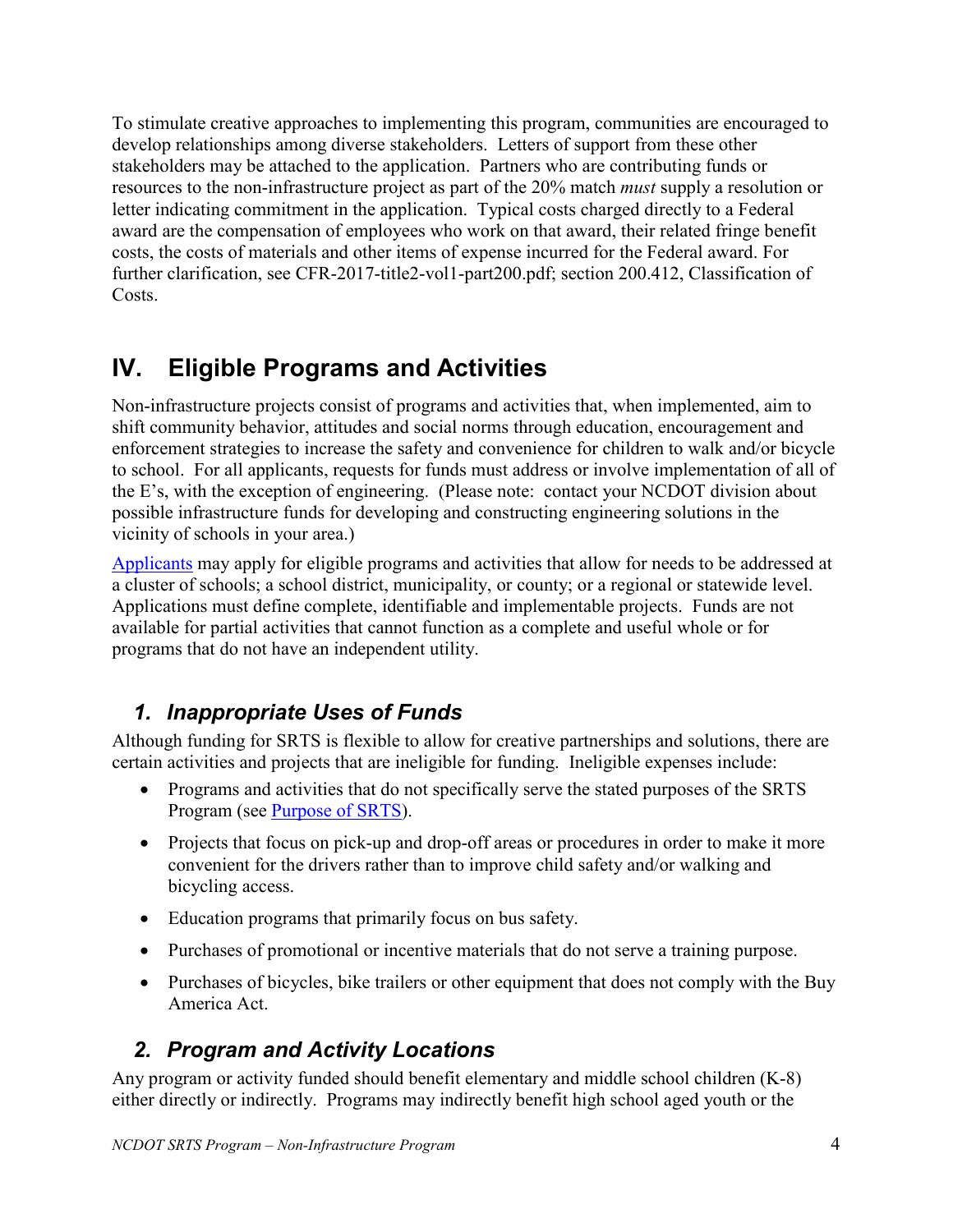To stimulate creative approaches to implementing this program, communities are encouraged to develop relationships among diverse stakeholders. Letters of support from these other stakeholders may be attached to the application. Partners who are contributing funds or resources to the non-infrastructure project as part of the 20% match *must* supply a resolution or letter indicating commitment in the application. Typical costs charged directly to a Federal award are the compensation of employees who work on that award, their related fringe benefit costs, the costs of materials and other items of expense incurred for the Federal award. For further clarification, see CFR-2017-title2-vol1-part200.pdf; section 200.412, Classification of Costs.

## IV. Eligible Programs and Activities

Non-infrastructure projects consist of programs and activities that, when implemented, aim to shift community behavior, attitudes and social norms through education, encouragement and enforcement strategies to increase the safety and convenience for children to walk and/or bicycle to school. For all applicants, requests for funds must address or involve implementation of all of the E's, with the exception of engineering. (Please note: contact your NCDOT division about possible infrastructure funds for developing and constructing engineering solutions in the vicinity of schools in your area.)

[Applicants](#) may apply for eligible programs and activities that allow for needs to be addressed at a cluster of schools; a school district, municipality, or county; or a regional or statewide level. Applications must define complete, identifiable and implementable projects. Funds are not available for partial activities that cannot function as a complete and useful whole or for programs that do not have an independent utility.

### *1. Inappropriate Uses of Funds*

Although funding for SRTS is flexible to allow for creative partnerships and solutions, there are certain activities and projects that are ineligible for funding. Ineligible expenses include:

- Programs and activities that do not specifically serve the stated purposes of the SRTS Program (see [Purpose of SRTS](#)).
- Projects that focus on pick-up and drop-off areas or procedures in order to make it more convenient for the drivers rather than to improve child safety and/or walking and bicycling access.
- Education programs that primarily focus on bus safety.
- Purchases of promotional or incentive materials that do not serve a training purpose.
- Purchases of bicycles, bike trailers or other equipment that does not comply with the Buy America Act.

### *2. Program and Activity Locations*

Any program or activity funded should benefit elementary and middle school children (K-8) either directly or indirectly. Programs may indirectly benefit high school aged youth or the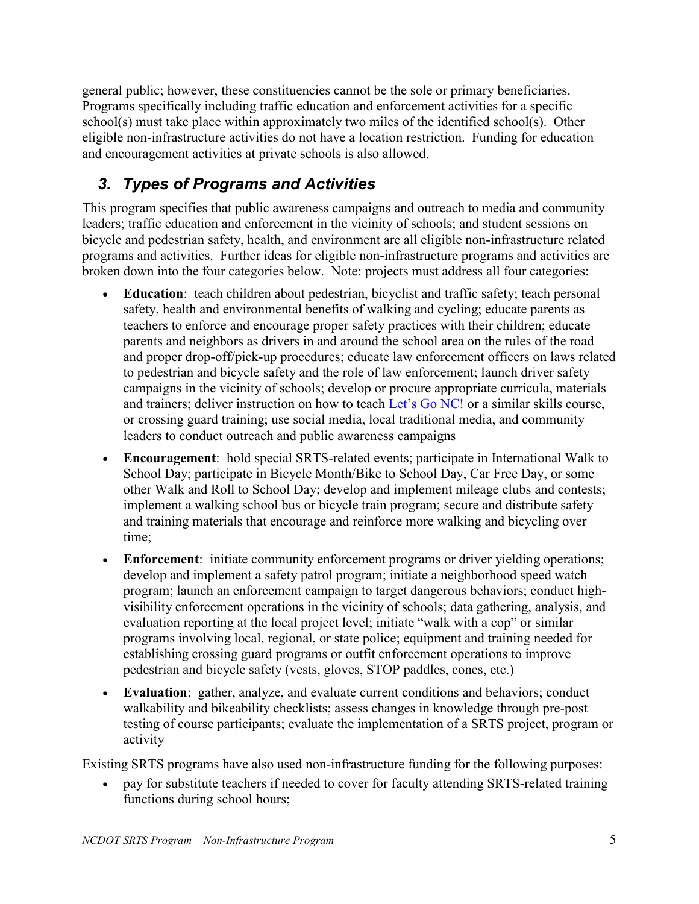general public; however, these constituencies cannot be the sole or primary beneficiaries. Programs specifically including traffic education and enforcement activities for a specific school(s) must take place within approximately two miles of the identified school(s). Other eligible non-infrastructure activities do not have a location restriction. Funding for education and encouragement activities at private schools is also allowed.

## *3. Types of Programs and Activities*

This program specifies that public awareness campaigns and outreach to media and community leaders; traffic education and enforcement in the vicinity of schools; and student sessions on bicycle and pedestrian safety, health, and environment are all eligible non-infrastructure related programs and activities. Further ideas for eligible non-infrastructure programs and activities are broken down into the four categories below. Note: projects must address all four categories:

- **Education**: teach children about pedestrian, bicyclist and traffic safety; teach personal safety, health and environmental benefits of walking and cycling; educate parents as teachers to enforce and encourage proper safety practices with their children; educate parents and neighbors as drivers in and around the school area on the rules of the road and proper drop-off/pick-up procedures; educate law enforcement officers on laws related to pedestrian and bicycle safety and the role of law enforcement; launch driver safety campaigns in the vicinity of schools; develop or procure appropriate curricula, materials and trainers; deliver instruction on how to teach Let's Go NC! or a similar skills course, or crossing guard training; use social media, local traditional media, and community leaders to conduct outreach and public awareness campaigns
- **Encouragement**: hold special SRTS-related events; participate in International Walk to School Day; participate in Bicycle Month/Bike to School Day, Car Free Day, or some other Walk and Roll to School Day; develop and implement mileage clubs and contests; implement a walking school bus or bicycle train program; secure and distribute safety and training materials that encourage and reinforce more walking and bicycling over time;
- **Enforcement**: initiate community enforcement programs or driver yielding operations; develop and implement a safety patrol program; initiate a neighborhood speed watch program; launch an enforcement campaign to target dangerous behaviors; conduct high-visibility enforcement operations in the vicinity of schools; data gathering, analysis, and evaluation reporting at the local project level; initiate "walk with a cop" or similar programs involving local, regional, or state police; equipment and training needed for establishing crossing guard programs or outfit enforcement operations to improve pedestrian and bicycle safety (vests, gloves, STOP paddles, cones, etc.)
- **Evaluation**: gather, analyze, and evaluate current conditions and behaviors; conduct walkability and bikeability checklists; assess changes in knowledge through pre-post testing of course participants; evaluate the implementation of a SRTS project, program or activity

Existing SRTS programs have also used non-infrastructure funding for the following purposes:

- pay for substitute teachers if needed to cover for faculty attending SRTS-related training functions during school hours;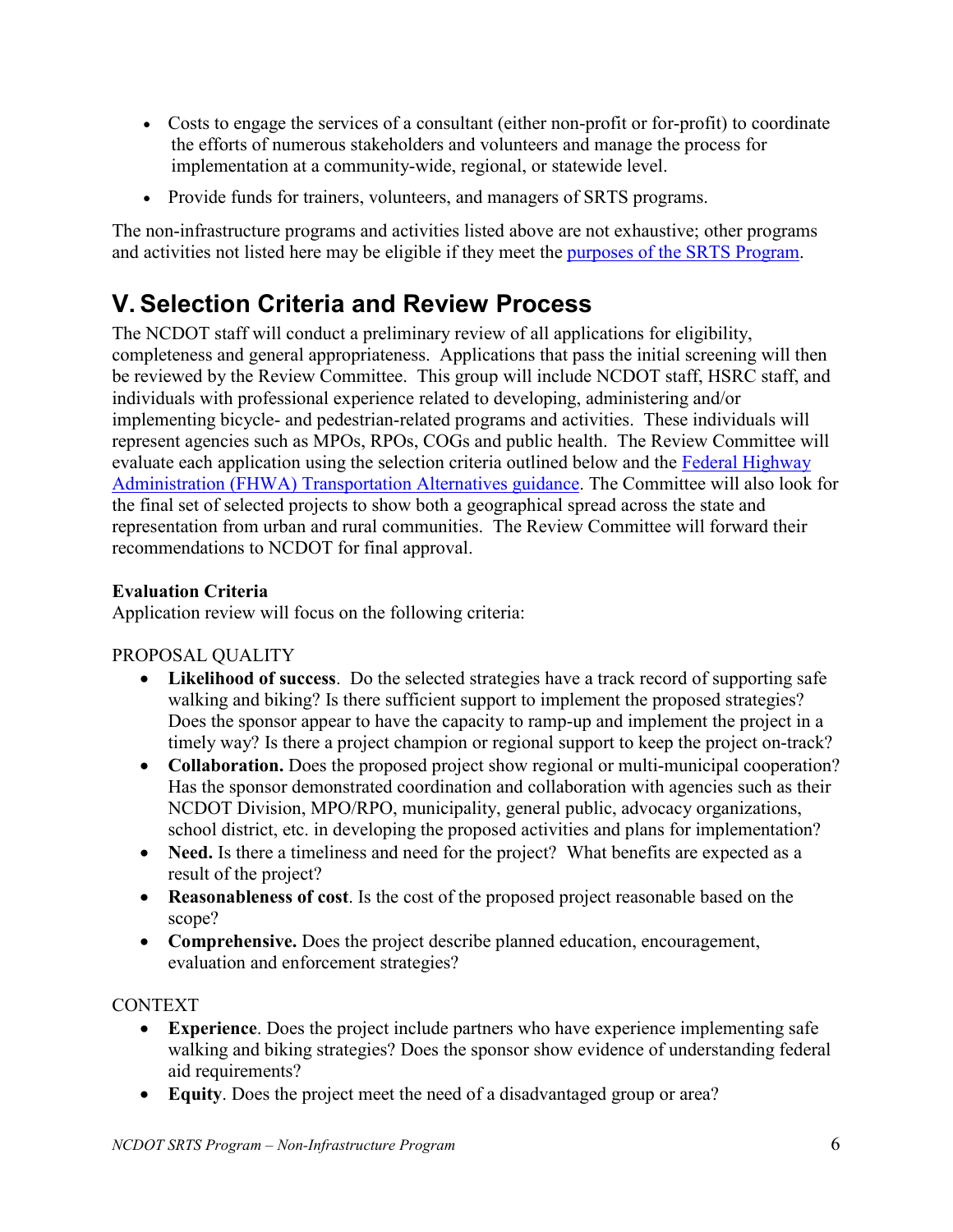- Costs to engage the services of a consultant (either non-profit or for-profit) to coordinate the efforts of numerous stakeholders and volunteers and manage the process for implementation at a community-wide, regional, or statewide level.
- Provide funds for trainers, volunteers, and managers of SRTS programs.

The non-infrastructure programs and activities listed above are not exhaustive; other programs and activities not listed here may be eligible if they meet the purposes of the SRTS Program.

# V. Selection Criteria and Review Process

The NCDOT staff will conduct a preliminary review of all applications for eligibility, completeness and general appropriateness. Applications that pass the initial screening will then be reviewed by the Review Committee. This group will include NCDOT staff, HSRC staff, and individuals with professional experience related to developing, administering and/or implementing bicycle- and pedestrian-related programs and activities. These individuals will represent agencies such as MPOs, RPOs, COGs and public health. The Review Committee will evaluate each application using the selection criteria outlined below and the Federal Highway Administration (FHWA) Transportation Alternatives guidance. The Committee will also look for the final set of selected projects to show both a geographical spread across the state and representation from urban and rural communities. The Review Committee will forward their recommendations to NCDOT for final approval.

**Evaluation Criteria**

Application review will focus on the following criteria:

PROPOSAL QUALITY

- **Likelihood of success**. Do the selected strategies have a track record of supporting safe walking and biking? Is there sufficient support to implement the proposed strategies? Does the sponsor appear to have the capacity to ramp-up and implement the project in a timely way? Is there a project champion or regional support to keep the project on-track?
- **Collaboration.** Does the proposed project show regional or multi-municipal cooperation? Has the sponsor demonstrated coordination and collaboration with agencies such as their NCDOT Division, MPO/RPO, municipality, general public, advocacy organizations, school district, etc. in developing the proposed activities and plans for implementation?
- **Need.** Is there a timeliness and need for the project? What benefits are expected as a result of the project?
- **Reasonableness of cost**. Is the cost of the proposed project reasonable based on the scope?
- **Comprehensive.** Does the project describe planned education, encouragement, evaluation and enforcement strategies?

CONTEXT

- **Experience**. Does the project include partners who have experience implementing safe walking and biking strategies? Does the sponsor show evidence of understanding federal aid requirements?
- **Equity**. Does the project meet the need of a disadvantaged group or area?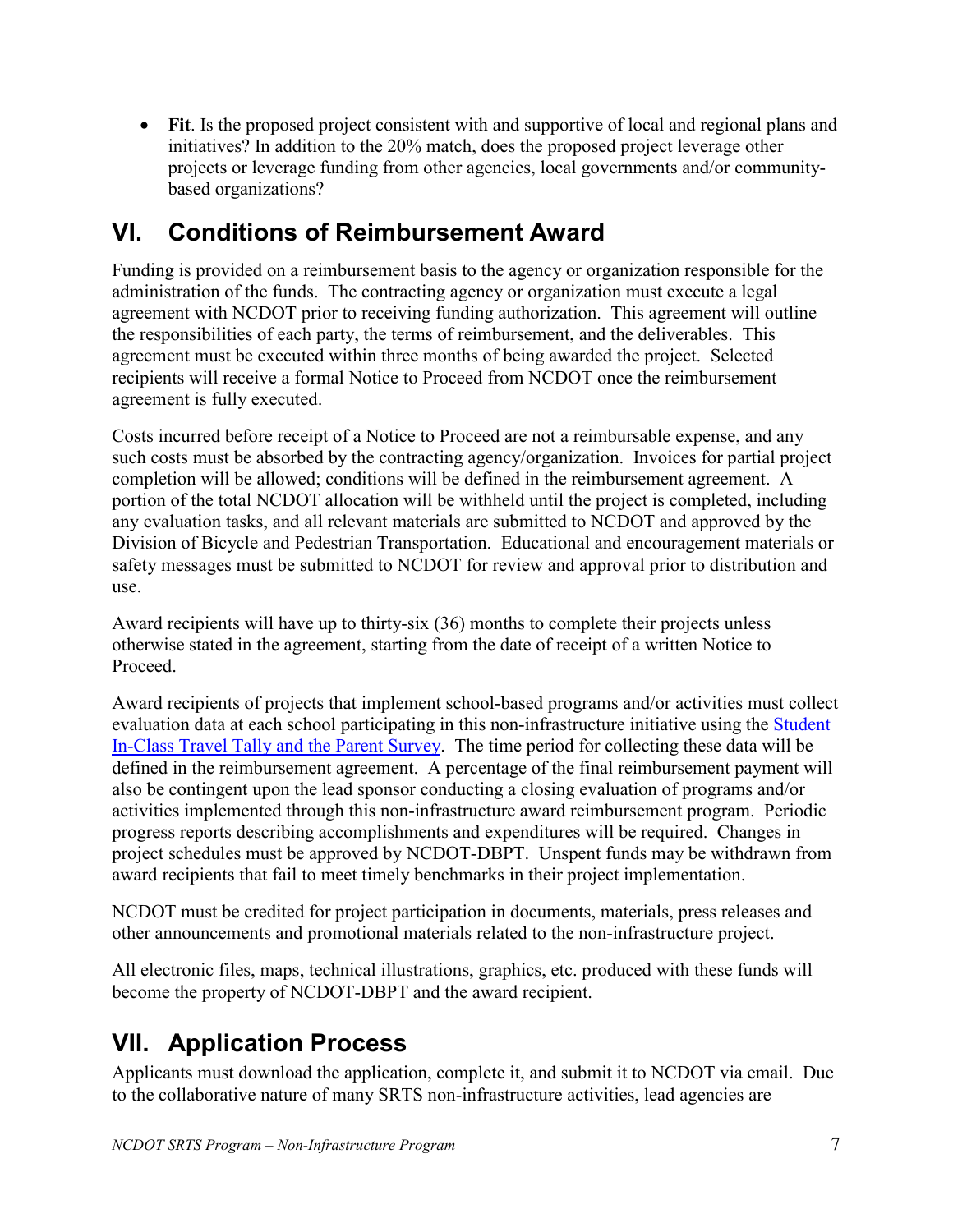- **Fit**. Is the proposed project consistent with and supportive of local and regional plans and initiatives? In addition to the 20% match, does the proposed project leverage other projects or leverage funding from other agencies, local governments and/or community-based organizations?

## VI. Conditions of Reimbursement Award

Funding is provided on a reimbursement basis to the agency or organization responsible for the administration of the funds. The contracting agency or organization must execute a legal agreement with NCDOT prior to receiving funding authorization. This agreement will outline the responsibilities of each party, the terms of reimbursement, and the deliverables. This agreement must be executed within three months of being awarded the project. Selected recipients will receive a formal Notice to Proceed from NCDOT once the reimbursement agreement is fully executed.

Costs incurred before receipt of a Notice to Proceed are not a reimbursable expense, and any such costs must be absorbed by the contracting agency/organization. Invoices for partial project completion will be allowed; conditions will be defined in the reimbursement agreement. A portion of the total NCDOT allocation will be withheld until the project is completed, including any evaluation tasks, and all relevant materials are submitted to NCDOT and approved by the Division of Bicycle and Pedestrian Transportation. Educational and encouragement materials or safety messages must be submitted to NCDOT for review and approval prior to distribution and use.

Award recipients will have up to thirty-six (36) months to complete their projects unless otherwise stated in the agreement, starting from the date of receipt of a written Notice to Proceed.

Award recipients of projects that implement school-based programs and/or activities must collect evaluation data at each school participating in this non-infrastructure initiative using the Student In-Class Travel Tally and the Parent Survey. The time period for collecting these data will be defined in the reimbursement agreement. A percentage of the final reimbursement payment will also be contingent upon the lead sponsor conducting a closing evaluation of programs and/or activities implemented through this non-infrastructure award reimbursement program. Periodic progress reports describing accomplishments and expenditures will be required. Changes in project schedules must be approved by NCDOT-DBPT. Unspent funds may be withdrawn from award recipients that fail to meet timely benchmarks in their project implementation.

NCDOT must be credited for project participation in documents, materials, press releases and other announcements and promotional materials related to the non-infrastructure project.

All electronic files, maps, technical illustrations, graphics, etc. produced with these funds will become the property of NCDOT-DBPT and the award recipient.

## VII. Application Process

Applicants must download the application, complete it, and submit it to NCDOT via email. Due to the collaborative nature of many SRTS non-infrastructure activities, lead agencies are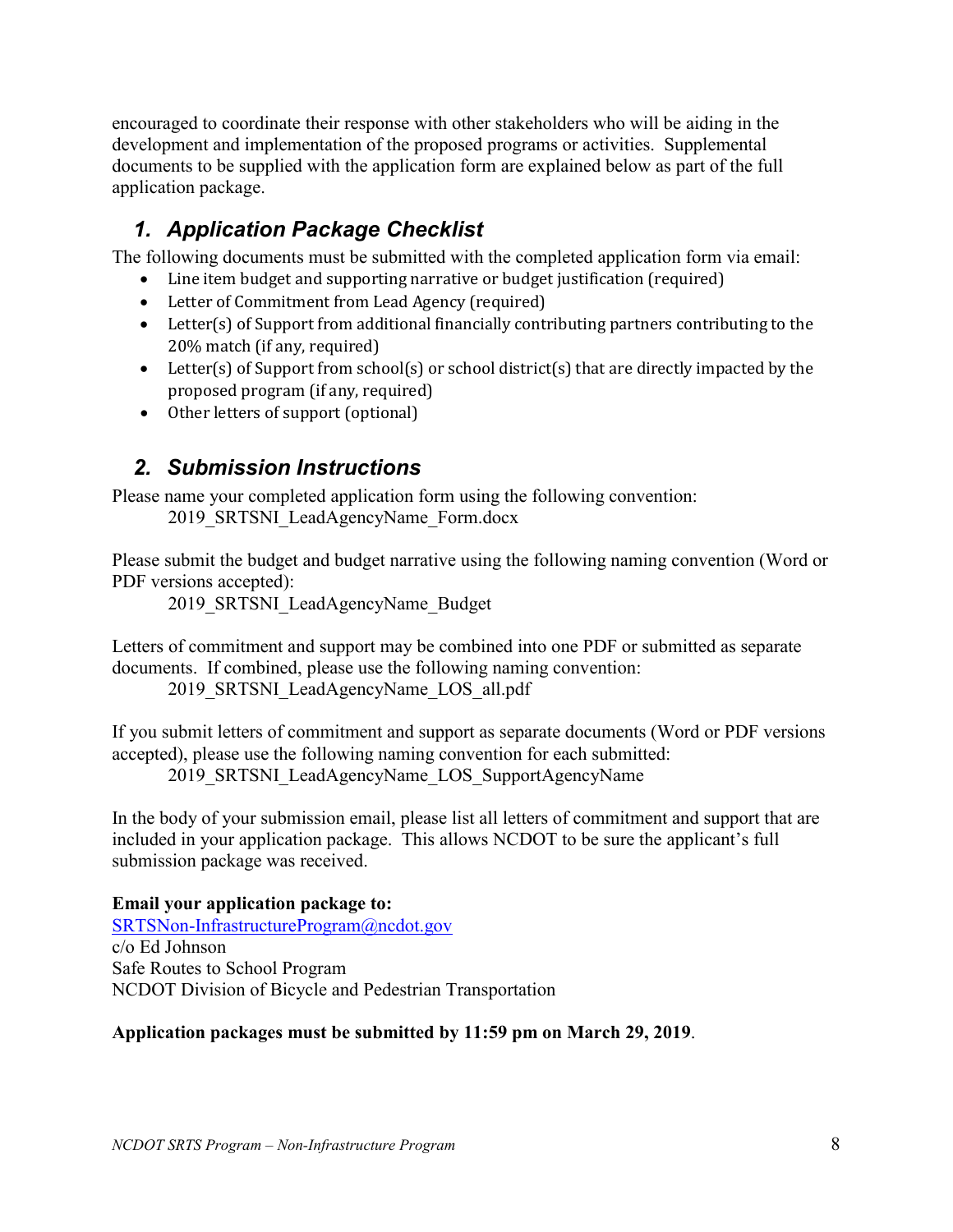encouraged to coordinate their response with other stakeholders who will be aiding in the development and implementation of the proposed programs or activities. Supplemental documents to be supplied with the application form are explained below as part of the full application package.

## 1. *Application Package Checklist*

The following documents must be submitted with the completed application form via email:

- Line item budget and supporting narrative or budget justification (required)
- Letter of Commitment from Lead Agency (required)
- Letter(s) of Support from additional financially contributing partners contributing to the 20% match (if any, required)
- Letter(s) of Support from school(s) or school district(s) that are directly impacted by the proposed program (if any, required)
- Other letters of support (optional)

## 2. *Submission Instructions*

Please name your completed application form using the following convention:

2019_SRTSNI_LeadAgencyName_Form.docx

Please submit the budget and budget narrative using the following naming convention (Word or PDF versions accepted):

2019_SRTSNI_LeadAgencyName_Budget

Letters of commitment and support may be combined into one PDF or submitted as separate documents. If combined, please use the following naming convention:

2019_SRTSNI_LeadAgencyName_LOS_all.pdf

If you submit letters of commitment and support as separate documents (Word or PDF versions accepted), please use the following naming convention for each submitted:

2019_SRTSNI_LeadAgencyName_LOS_SupportAgencyName

In the body of your submission email, please list all letters of commitment and support that are included in your application package. This allows NCDOT to be sure the applicant's full submission package was received.

**Email your application package to:**
SRTSNon-InfrastructureProgram@ncdot.gov
c/o Ed Johnson
Safe Routes to School Program
NCDOT Division of Bicycle and Pedestrian Transportation

**Application packages must be submitted by 11:59 pm on March 29, 2019**.